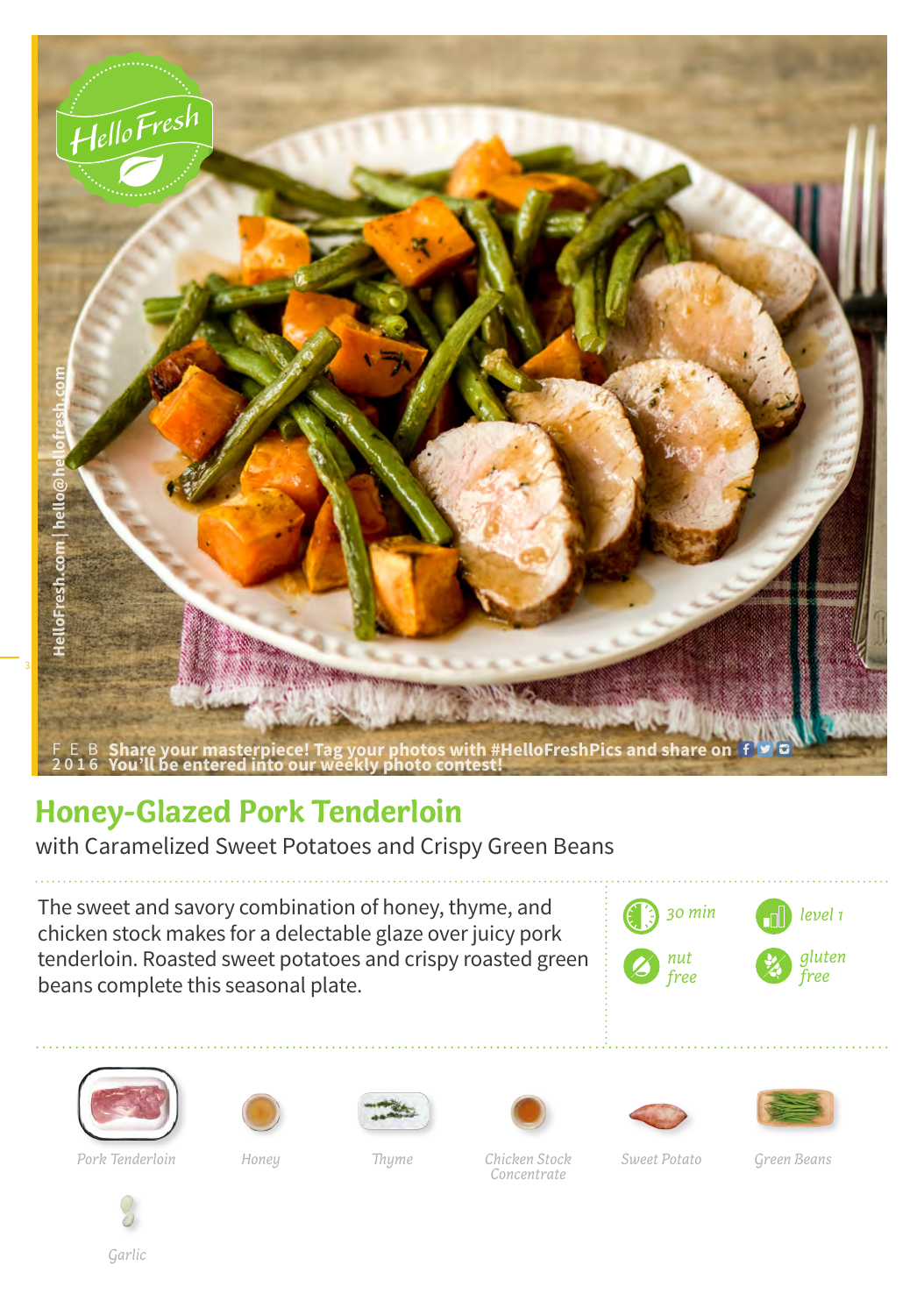FEB 2016 Share your masterpiece! Tag your photos with #HelloFreshPics and share on Facebook, Twitter, Instagram. You'll be entered into our weekly photo contest!

HelloFresh.com | hello@hellofresh.com

# Honey-Glazed Pork Tenderloin

with Caramelized Sweet Potatoes and Crispy Green Beans

The sweet and savory combination of honey, thyme, and chicken stock makes for a delectable glaze over juicy pork tenderloin. Roasted sweet potatoes and crispy roasted green beans complete this seasonal plate.

- 30 min
- level 1
- nut free
- gluten free

- Pork Tenderloin
- Honey
- Thyme
- Chicken Stock Concentrate
- Sweet Potato
- Green Beans
- Garlic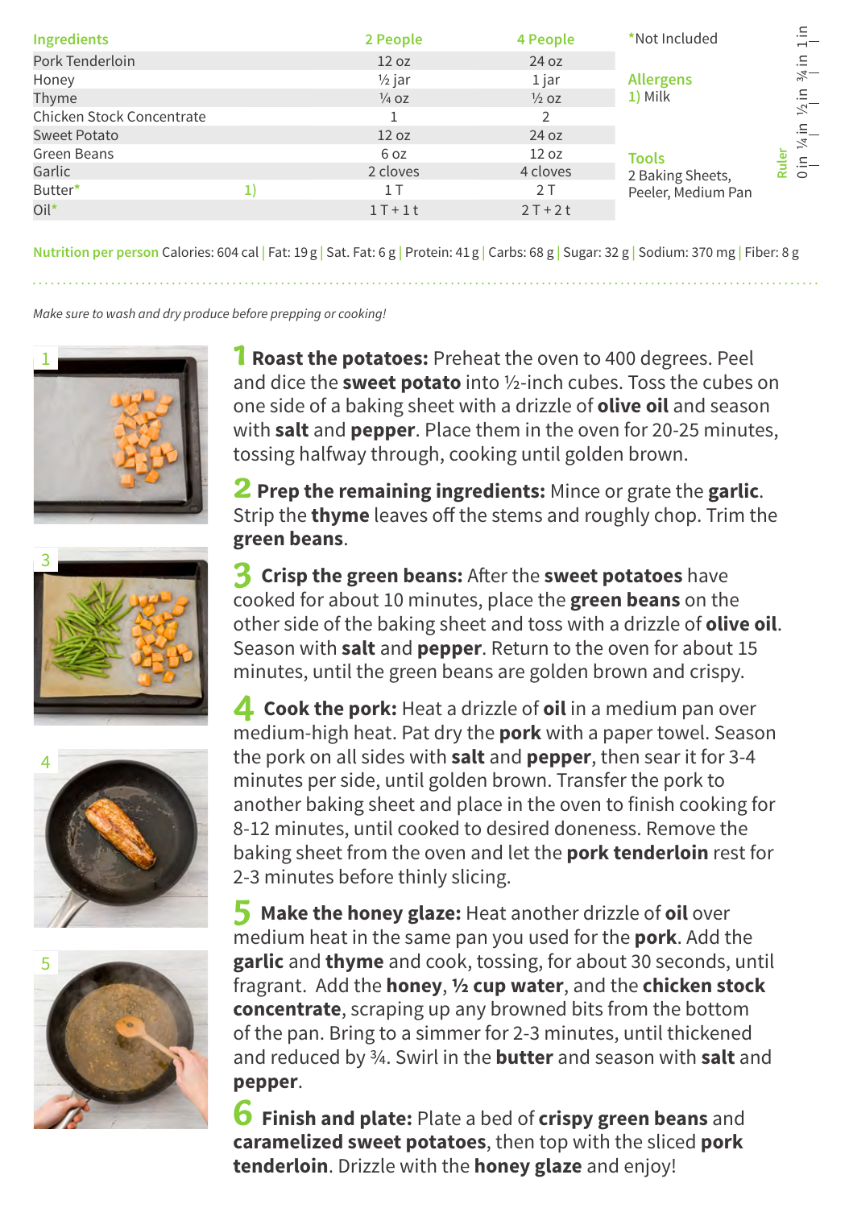| Ingredients | | 2 People | 4 People |
|---|---|---|---|
| Pork Tenderloin | | 12 oz | 24 oz |
| Honey | | ½ jar | 1 jar |
| Thyme | | ¼ oz | ½ oz |
| Chicken Stock Concentrate | | 1 | 2 |
| Sweet Potato | | 12 oz | 24 oz |
| Green Beans | | 6 oz | 12 oz |
| Garlic | | 2 cloves | 4 cloves |
| Butter* | 1) | 1 T | 2 T |
| Oil* | | 1 T + 1 t | 2 T + 2 t |

*Not Included

**Allergens**
1) Milk

**Tools**
2 Baking Sheets, Peeler, Medium Pan

Ruler
0 in ¼ in ½ in ¾ in 1 in

**Nutrition per person** Calories: 604 cal | Fat: 19 g | Sat. Fat: 6 g | Protein: 41 g | Carbs: 68 g | Sugar: 32 g | Sodium: 370 mg | Fiber: 8 g

*Make sure to wash and dry produce before prepping or cooking!*

1 **Roast the potatoes:** Preheat the oven to 400 degrees. Peel and dice the **sweet potato** into ½-inch cubes. Toss the cubes on one side of a baking sheet with a drizzle of **olive oil** and season with **salt** and **pepper**. Place them in the oven for 20-25 minutes, tossing halfway through, cooking until golden brown.

2 **Prep the remaining ingredients:** Mince or grate the **garlic**. Strip the **thyme** leaves off the stems and roughly chop. Trim the **green beans**.

3 **Crisp the green beans:** After the **sweet potatoes** have cooked for about 10 minutes, place the **green beans** on the other side of the baking sheet and toss with a drizzle of **olive oil**. Season with **salt** and **pepper**. Return to the oven for about 15 minutes, until the green beans are golden brown and crispy.

4 **Cook the pork:** Heat a drizzle of **oil** in a medium pan over medium-high heat. Pat dry the **pork** with a paper towel. Season the pork on all sides with **salt** and **pepper**, then sear it for 3-4 minutes per side, until golden brown. Transfer the pork to another baking sheet and place in the oven to finish cooking for 8-12 minutes, until cooked to desired doneness. Remove the baking sheet from the oven and let the **pork tenderloin** rest for 2-3 minutes before thinly slicing.

5 **Make the honey glaze:** Heat another drizzle of **oil** over medium heat in the same pan you used for the **pork**. Add the **garlic** and **thyme** and cook, tossing, for about 30 seconds, until fragrant. Add the **honey**, **½ cup water**, and the **chicken stock concentrate**, scraping up any browned bits from the bottom of the pan. Bring to a simmer for 2-3 minutes, until thickened and reduced by ¾. Swirl in the **butter** and season with **salt** and **pepper**.

6 **Finish and plate:** Plate a bed of **crispy green beans** and **caramelized sweet potatoes**, then top with the sliced **pork tenderloin**. Drizzle with the **honey glaze** and enjoy!